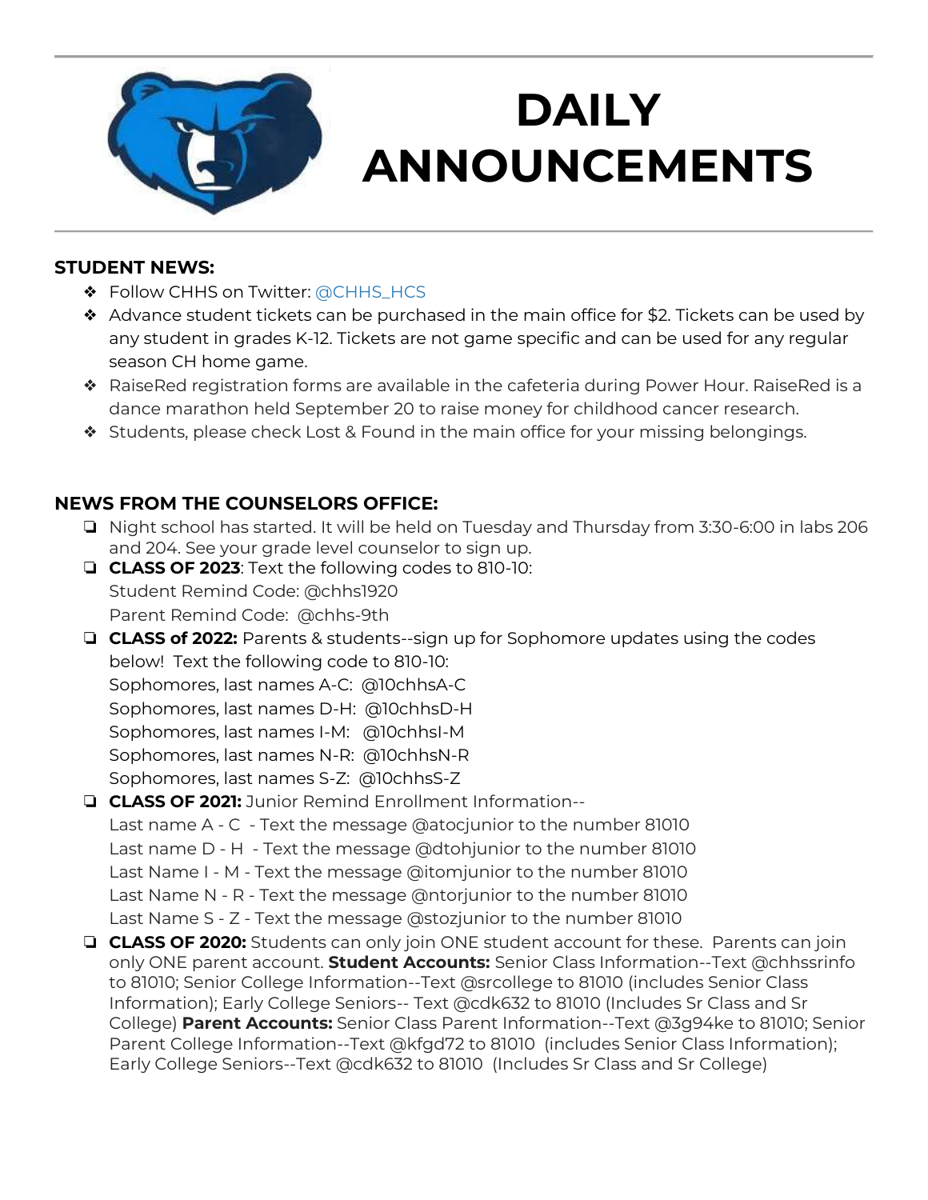# DAILY ANNOUNCEMENTS

**STUDENT NEWS:**

- Follow CHHS on Twitter: @CHHS_HCS
- Advance student tickets can be purchased in the main office for $2. Tickets can be used by any student in grades K-12. Tickets are not game specific and can be used for any regular season CH home game.
- RaiseRed registration forms are available in the cafeteria during Power Hour. RaiseRed is a dance marathon held September 20 to raise money for childhood cancer research.
- Students, please check Lost & Found in the main office for your missing belongings.

**NEWS FROM THE COUNSELORS OFFICE:**

- Night school has started. It will be held on Tuesday and Thursday from 3:30-6:00 in labs 206 and 204. See your grade level counselor to sign up.
- **CLASS OF 2023**: Text the following codes to 810-10:
  Student Remind Code: @chhs1920
  Parent Remind Code: @chhs-9th
- **CLASS of 2022:** Parents & students--sign up for Sophomore updates using the codes below! Text the following code to 810-10:
  Sophomores, last names A-C: @10chhsA-C
  Sophomores, last names D-H: @10chhsD-H
  Sophomores, last names I-M: @10chhsI-M
  Sophomores, last names N-R: @10chhsN-R
  Sophomores, last names S-Z: @10chhsS-Z
- **CLASS OF 2021:** Junior Remind Enrollment Information--
  Last name A - C - Text the message @atocjunior to the number 81010
  Last name D - H - Text the message @dtohjunior to the number 81010
  Last Name I - M - Text the message @itomjunior to the number 81010
  Last Name N - R - Text the message @ntorjunior to the number 81010
  Last Name S - Z - Text the message @stozjunior to the number 81010
- **CLASS OF 2020:** Students can only join ONE student account for these. Parents can join only ONE parent account. **Student Accounts:** Senior Class Information--Text @chhssrinfo to 81010; Senior College Information--Text @srcollege to 81010 (includes Senior Class Information); Early College Seniors-- Text @cdk632 to 81010 (Includes Sr Class and Sr College) **Parent Accounts:** Senior Class Parent Information--Text @3g94ke to 81010; Senior Parent College Information--Text @kfgd72 to 81010 (includes Senior Class Information); Early College Seniors--Text @cdk632 to 81010 (Includes Sr Class and Sr College)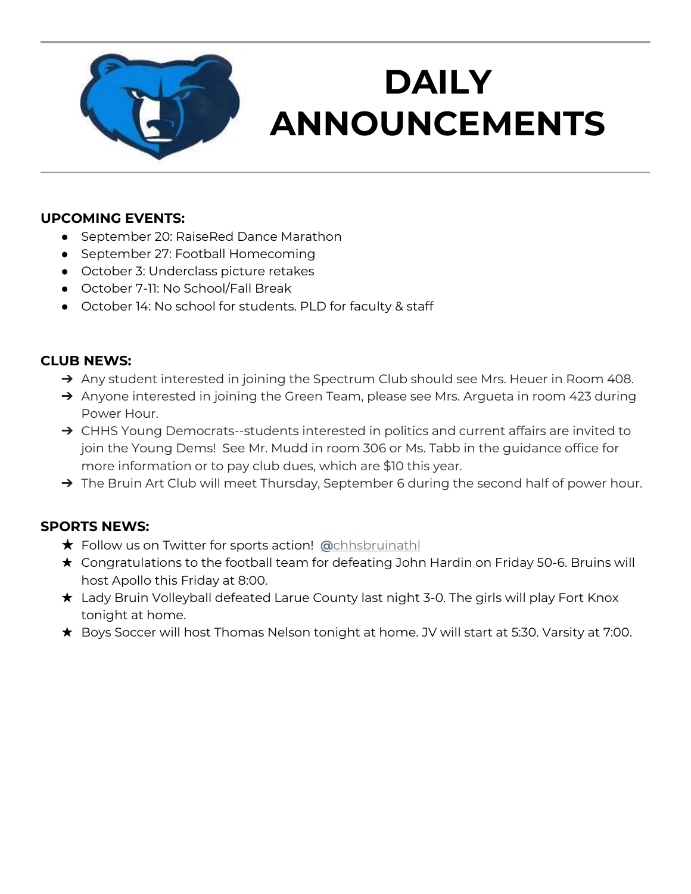# DAILY ANNOUNCEMENTS

**UPCOMING EVENTS:**

- September 20: RaiseRed Dance Marathon
- September 27: Football Homecoming
- October 3: Underclass picture retakes
- October 7-11: No School/Fall Break
- October 14: No school for students. PLD for faculty & staff

**CLUB NEWS:**

- Any student interested in joining the Spectrum Club should see Mrs. Heuer in Room 408.
- Anyone interested in joining the Green Team, please see Mrs. Argueta in room 423 during Power Hour.
- CHHS Young Democrats--students interested in politics and current affairs are invited to join the Young Dems! See Mr. Mudd in room 306 or Ms. Tabb in the guidance office for more information or to pay club dues, which are $10 this year.
- The Bruin Art Club will meet Thursday, September 6 during the second half of power hour.

**SPORTS NEWS:**

- Follow us on Twitter for sports action! @chhsbruinathl
- Congratulations to the football team for defeating John Hardin on Friday 50-6. Bruins will host Apollo this Friday at 8:00.
- Lady Bruin Volleyball defeated Larue County last night 3-0. The girls will play Fort Knox tonight at home.
- Boys Soccer will host Thomas Nelson tonight at home. JV will start at 5:30. Varsity at 7:00.